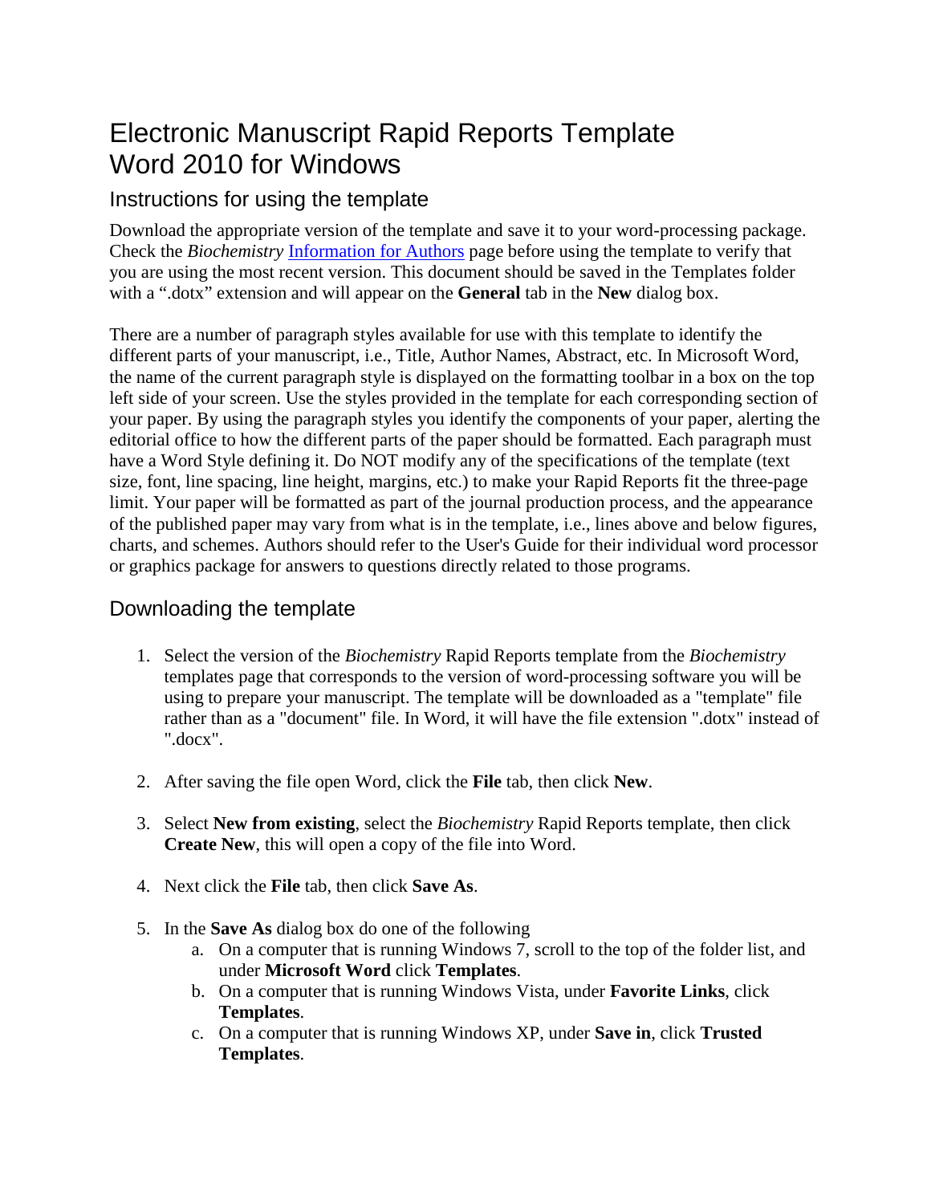# Electronic Manuscript Rapid Reports Template Word 2010 for Windows

## Instructions for using the template

Download the appropriate version of the template and save it to your word-processing package. Check the *Biochemistry* [Information for Authors]() page before using the template to verify that you are using the most recent version. This document should be saved in the Templates folder with a ".dotx" extension and will appear on the **General** tab in the **New** dialog box.

There are a number of paragraph styles available for use with this template to identify the different parts of your manuscript, i.e., Title, Author Names, Abstract, etc. In Microsoft Word, the name of the current paragraph style is displayed on the formatting toolbar in a box on the top left side of your screen. Use the styles provided in the template for each corresponding section of your paper. By using the paragraph styles you identify the components of your paper, alerting the editorial office to how the different parts of the paper should be formatted. Each paragraph must have a Word Style defining it. Do NOT modify any of the specifications of the template (text size, font, line spacing, line height, margins, etc.) to make your Rapid Reports fit the three-page limit. Your paper will be formatted as part of the journal production process, and the appearance of the published paper may vary from what is in the template, i.e., lines above and below figures, charts, and schemes. Authors should refer to the User's Guide for their individual word processor or graphics package for answers to questions directly related to those programs.

## Downloading the template

1. Select the version of the *Biochemistry* Rapid Reports template from the *Biochemistry* templates page that corresponds to the version of word-processing software you will be using to prepare your manuscript. The template will be downloaded as a "template" file rather than as a "document" file. In Word, it will have the file extension ".dotx" instead of ".docx".

2. After saving the file open Word, click the **File** tab, then click **New**.

3. Select **New from existing**, select the *Biochemistry* Rapid Reports template, then click **Create New**, this will open a copy of the file into Word.

4. Next click the **File** tab, then click **Save As**.

5. In the **Save As** dialog box do one of the following
   a. On a computer that is running Windows 7, scroll to the top of the folder list, and under **Microsoft Word** click **Templates**.
   b. On a computer that is running Windows Vista, under **Favorite Links**, click **Templates**.
   c. On a computer that is running Windows XP, under **Save in**, click **Trusted Templates**.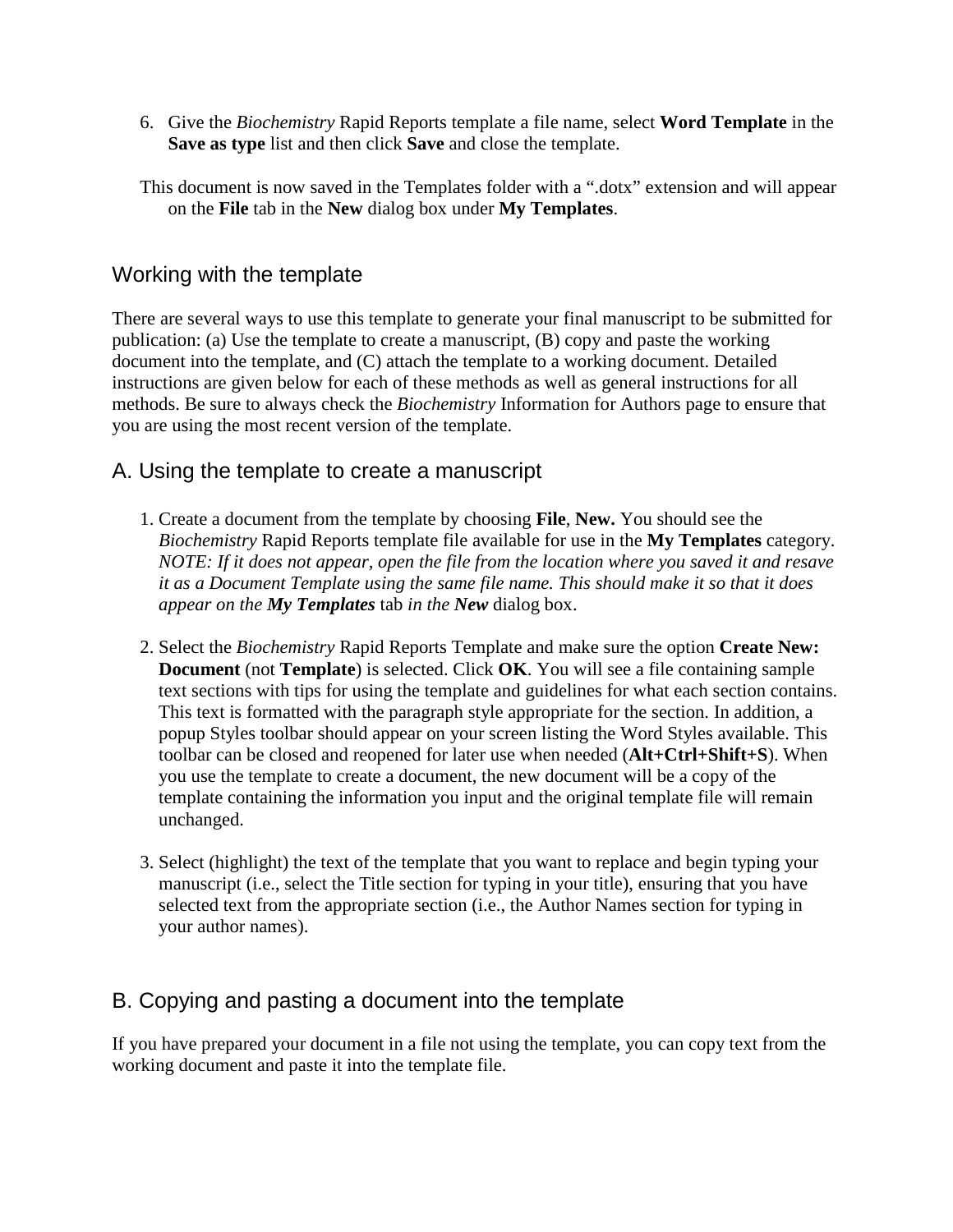6. Give the *Biochemistry* Rapid Reports template a file name, select **Word Template** in the **Save as type** list and then click **Save** and close the template.

This document is now saved in the Templates folder with a ".dotx" extension and will appear on the **File** tab in the **New** dialog box under **My Templates**.

## Working with the template

There are several ways to use this template to generate your final manuscript to be submitted for publication: (a) Use the template to create a manuscript, (B) copy and paste the working document into the template, and (C) attach the template to a working document. Detailed instructions are given below for each of these methods as well as general instructions for all methods. Be sure to always check the *Biochemistry* Information for Authors page to ensure that you are using the most recent version of the template.

## A. Using the template to create a manuscript

1. Create a document from the template by choosing **File**, **New.** You should see the *Biochemistry* Rapid Reports template file available for use in the **My Templates** category. *NOTE: If it does not appear, open the file from the location where you saved it and resave it as a Document Template using the same file name. This should make it so that it does appear on the **My Templates** tab in the **New*** dialog box.

2. Select the *Biochemistry* Rapid Reports Template and make sure the option **Create New: Document** (not **Template**) is selected. Click **OK**. You will see a file containing sample text sections with tips for using the template and guidelines for what each section contains. This text is formatted with the paragraph style appropriate for the section. In addition, a popup Styles toolbar should appear on your screen listing the Word Styles available. This toolbar can be closed and reopened for later use when needed (**Alt+Ctrl+Shift+S**). When you use the template to create a document, the new document will be a copy of the template containing the information you input and the original template file will remain unchanged.

3. Select (highlight) the text of the template that you want to replace and begin typing your manuscript (i.e., select the Title section for typing in your title), ensuring that you have selected text from the appropriate section (i.e., the Author Names section for typing in your author names).

## B. Copying and pasting a document into the template

If you have prepared your document in a file not using the template, you can copy text from the working document and paste it into the template file.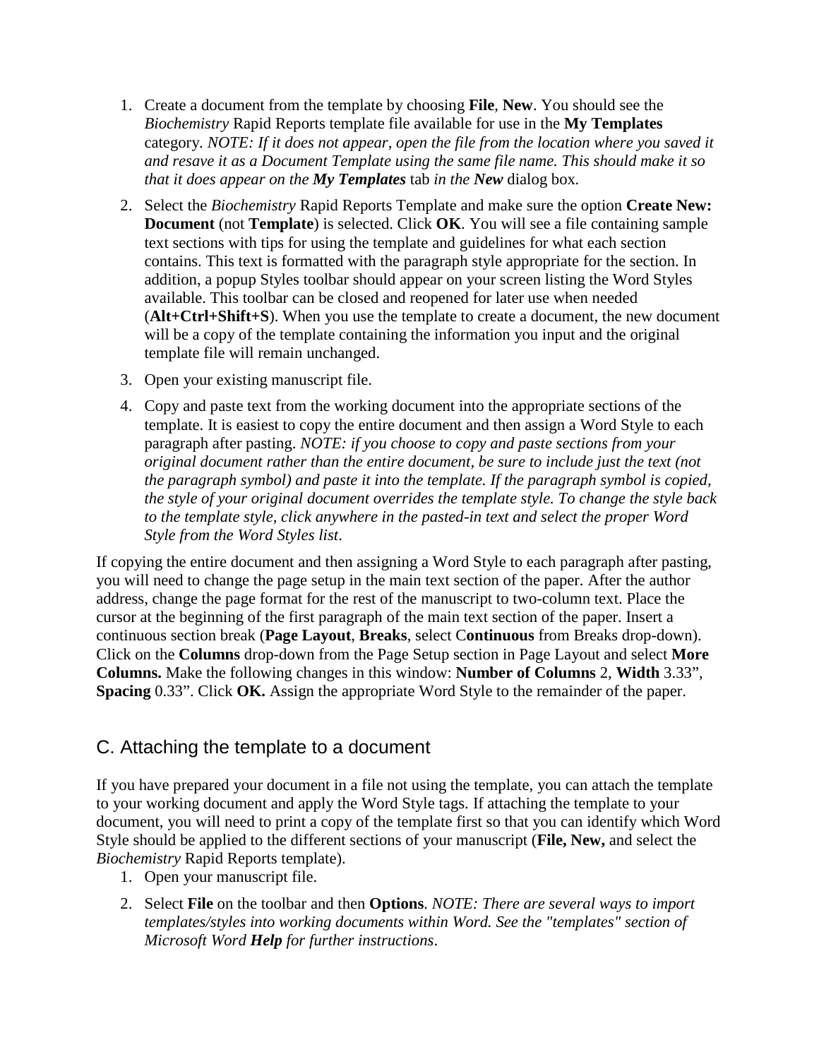1. Create a document from the template by choosing **File**, **New**. You should see the *Biochemistry* Rapid Reports template file available for use in the **My Templates** category. *NOTE: If it does not appear, open the file from the location where you saved it and resave it as a Document Template using the same file name. This should make it so that it does appear on the **My Templates** tab in the **New*** dialog box.

2. Select the *Biochemistry* Rapid Reports Template and make sure the option **Create New: Document** (not **Template**) is selected. Click **OK**. You will see a file containing sample text sections with tips for using the template and guidelines for what each section contains. This text is formatted with the paragraph style appropriate for the section. In addition, a popup Styles toolbar should appear on your screen listing the Word Styles available. This toolbar can be closed and reopened for later use when needed (**Alt+Ctrl+Shift+S**). When you use the template to create a document, the new document will be a copy of the template containing the information you input and the original template file will remain unchanged.

3. Open your existing manuscript file.

4. Copy and paste text from the working document into the appropriate sections of the template. It is easiest to copy the entire document and then assign a Word Style to each paragraph after pasting. *NOTE: if you choose to copy and paste sections from your original document rather than the entire document, be sure to include just the text (not the paragraph symbol) and paste it into the template. If the paragraph symbol is copied, the style of your original document overrides the template style. To change the style back to the template style, click anywhere in the pasted-in text and select the proper Word Style from the Word Styles list*.

If copying the entire document and then assigning a Word Style to each paragraph after pasting, you will need to change the page setup in the main text section of the paper. After the author address, change the page format for the rest of the manuscript to two-column text. Place the cursor at the beginning of the first paragraph of the main text section of the paper. Insert a continuous section break (**Page Layout**, **Breaks**, select C**ontinuous** from Breaks drop-down). Click on the **Columns** drop-down from the Page Setup section in Page Layout and select **More Columns.** Make the following changes in this window: **Number of Columns** 2, **Width** 3.33", **Spacing** 0.33". Click **OK.** Assign the appropriate Word Style to the remainder of the paper.

## C. Attaching the template to a document

If you have prepared your document in a file not using the template, you can attach the template to your working document and apply the Word Style tags. If attaching the template to your document, you will need to print a copy of the template first so that you can identify which Word Style should be applied to the different sections of your manuscript (**File, New,** and select the *Biochemistry* Rapid Reports template).

1. Open your manuscript file.

2. Select **File** on the toolbar and then **Options**. *NOTE: There are several ways to import templates/styles into working documents within Word. See the "templates" section of Microsoft Word **Help** for further instructions*.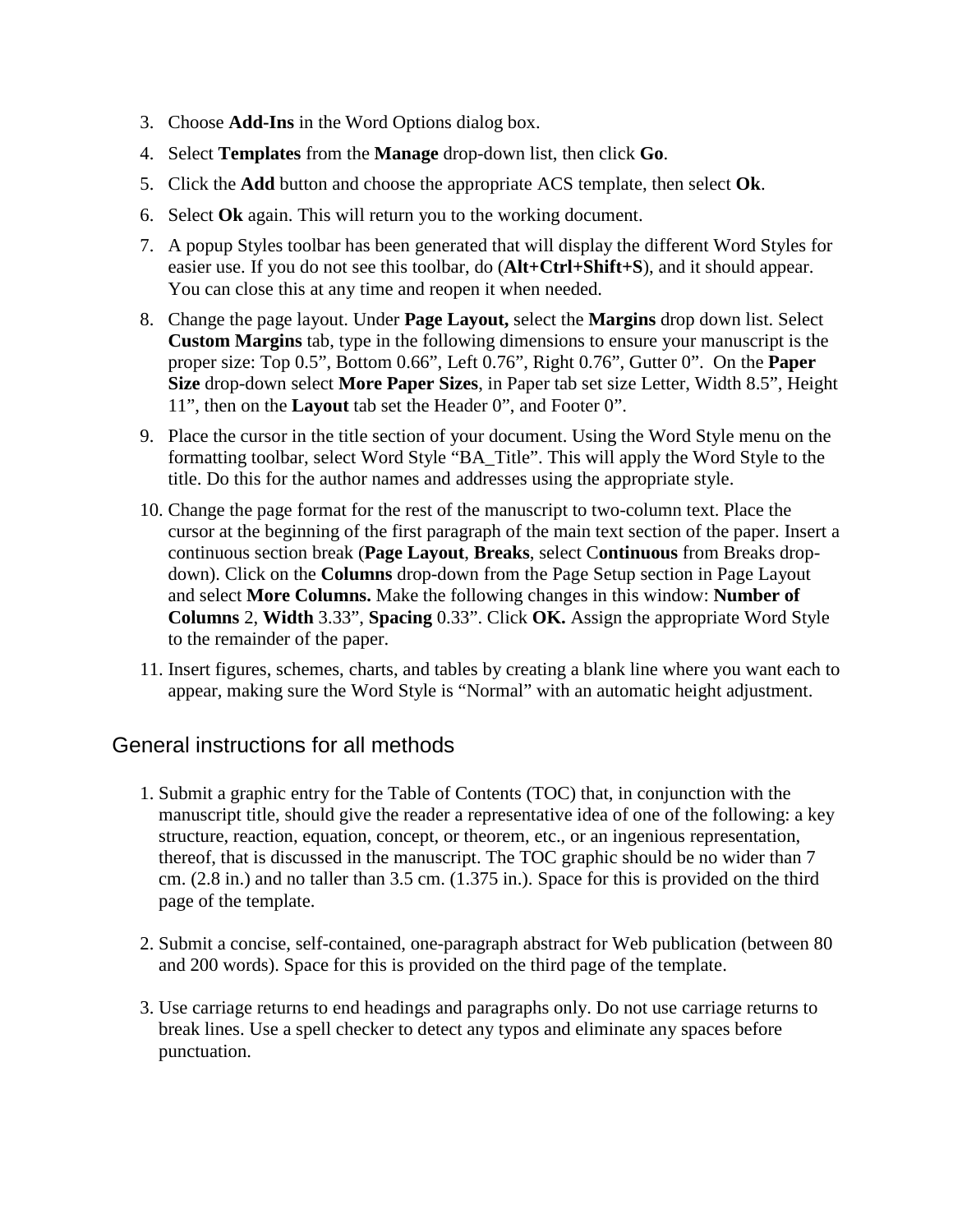3. Choose **Add-Ins** in the Word Options dialog box.
4. Select **Templates** from the **Manage** drop-down list, then click **Go**.
5. Click the **Add** button and choose the appropriate ACS template, then select **Ok**.
6. Select **Ok** again. This will return you to the working document.
7. A popup Styles toolbar has been generated that will display the different Word Styles for easier use. If you do not see this toolbar, do (**Alt+Ctrl+Shift+S**), and it should appear. You can close this at any time and reopen it when needed.
8. Change the page layout. Under **Page Layout,** select the **Margins** drop down list. Select **Custom Margins** tab, type in the following dimensions to ensure your manuscript is the proper size: Top 0.5", Bottom 0.66", Left 0.76", Right 0.76", Gutter 0". On the **Paper Size** drop-down select **More Paper Sizes**, in Paper tab set size Letter, Width 8.5", Height 11", then on the **Layout** tab set the Header 0", and Footer 0".
9. Place the cursor in the title section of your document. Using the Word Style menu on the formatting toolbar, select Word Style "BA_Title". This will apply the Word Style to the title. Do this for the author names and addresses using the appropriate style.
10. Change the page format for the rest of the manuscript to two-column text. Place the cursor at the beginning of the first paragraph of the main text section of the paper. Insert a continuous section break (**Page Layout**, **Breaks**, select C**ontinuous** from Breaks drop-down). Click on the **Columns** drop-down from the Page Setup section in Page Layout and select **More Columns.** Make the following changes in this window: **Number of Columns** 2, **Width** 3.33", **Spacing** 0.33". Click **OK.** Assign the appropriate Word Style to the remainder of the paper.
11. Insert figures, schemes, charts, and tables by creating a blank line where you want each to appear, making sure the Word Style is "Normal" with an automatic height adjustment.

## General instructions for all methods

1. Submit a graphic entry for the Table of Contents (TOC) that, in conjunction with the manuscript title, should give the reader a representative idea of one of the following: a key structure, reaction, equation, concept, or theorem, etc., or an ingenious representation, thereof, that is discussed in the manuscript. The TOC graphic should be no wider than 7 cm. (2.8 in.) and no taller than 3.5 cm. (1.375 in.). Space for this is provided on the third page of the template.

2. Submit a concise, self-contained, one-paragraph abstract for Web publication (between 80 and 200 words). Space for this is provided on the third page of the template.

3. Use carriage returns to end headings and paragraphs only. Do not use carriage returns to break lines. Use a spell checker to detect any typos and eliminate any spaces before punctuation.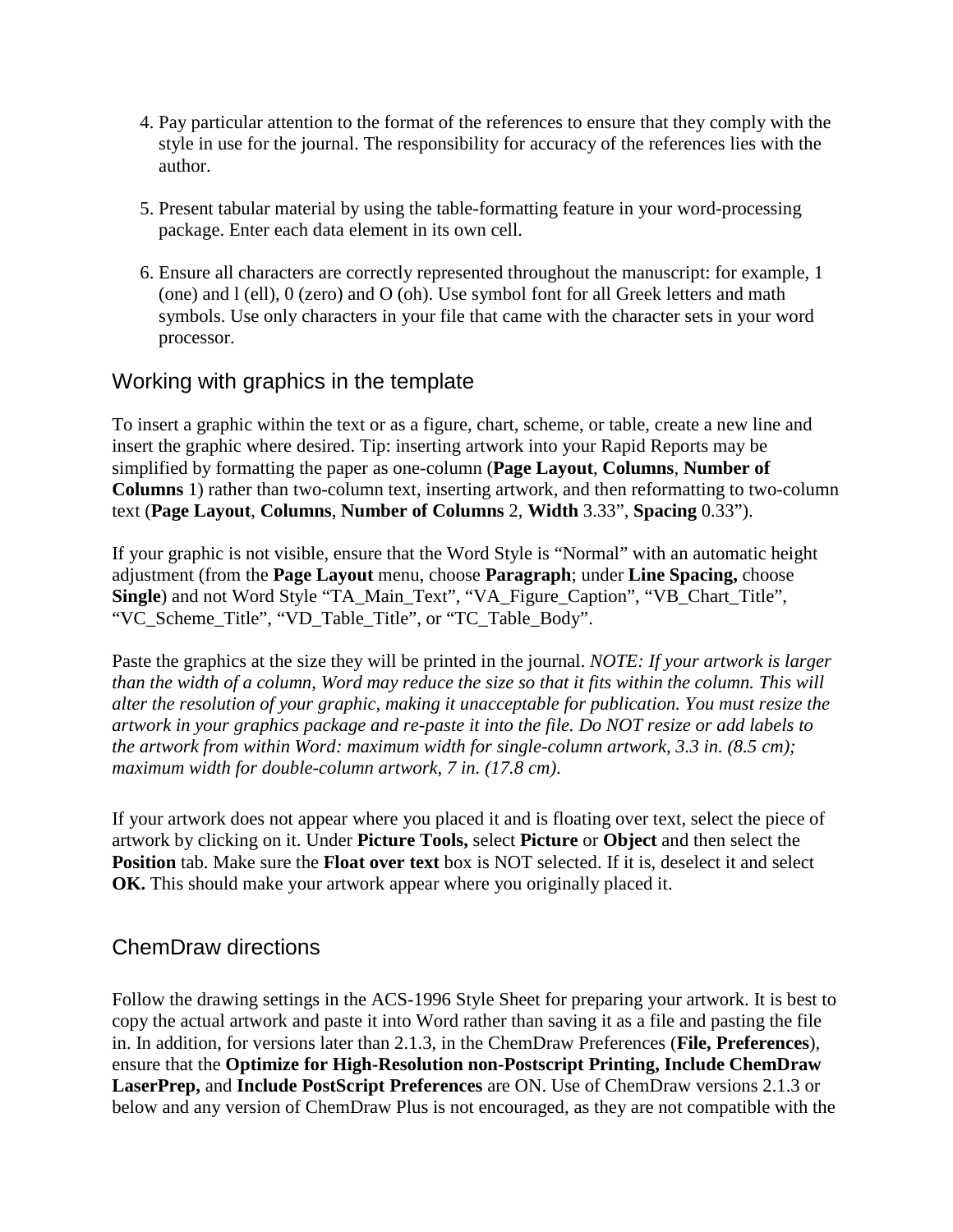4. Pay particular attention to the format of the references to ensure that they comply with the style in use for the journal. The responsibility for accuracy of the references lies with the author.

5. Present tabular material by using the table-formatting feature in your word-processing package. Enter each data element in its own cell.

6. Ensure all characters are correctly represented throughout the manuscript: for example, 1 (one) and l (ell), 0 (zero) and O (oh). Use symbol font for all Greek letters and math symbols. Use only characters in your file that came with the character sets in your word processor.

## Working with graphics in the template

To insert a graphic within the text or as a figure, chart, scheme, or table, create a new line and insert the graphic where desired. Tip: inserting artwork into your Rapid Reports may be simplified by formatting the paper as one-column (**Page Layout**, **Columns**, **Number of Columns** 1) rather than two-column text, inserting artwork, and then reformatting to two-column text (**Page Layout**, **Columns**, **Number of Columns** 2, **Width** 3.33", **Spacing** 0.33").

If your graphic is not visible, ensure that the Word Style is "Normal" with an automatic height adjustment (from the **Page Layout** menu, choose **Paragraph**; under **Line Spacing,** choose **Single**) and not Word Style "TA_Main_Text", "VA_Figure_Caption", "VB_Chart_Title", "VC_Scheme_Title", "VD_Table_Title", or "TC_Table_Body".

Paste the graphics at the size they will be printed in the journal. *NOTE: If your artwork is larger than the width of a column, Word may reduce the size so that it fits within the column. This will alter the resolution of your graphic, making it unacceptable for publication. You must resize the artwork in your graphics package and re-paste it into the file. Do NOT resize or add labels to the artwork from within Word: maximum width for single-column artwork, 3.3 in. (8.5 cm); maximum width for double-column artwork, 7 in. (17.8 cm).*

If your artwork does not appear where you placed it and is floating over text, select the piece of artwork by clicking on it. Under **Picture Tools,** select **Picture** or **Object** and then select the **Position** tab. Make sure the **Float over text** box is NOT selected. If it is, deselect it and select **OK.** This should make your artwork appear where you originally placed it.

## ChemDraw directions

Follow the drawing settings in the ACS-1996 Style Sheet for preparing your artwork. It is best to copy the actual artwork and paste it into Word rather than saving it as a file and pasting the file in. In addition, for versions later than 2.1.3, in the ChemDraw Preferences (**File, Preferences**), ensure that the **Optimize for High-Resolution non-Postscript Printing, Include ChemDraw LaserPrep,** and **Include PostScript Preferences** are ON. Use of ChemDraw versions 2.1.3 or below and any version of ChemDraw Plus is not encouraged, as they are not compatible with the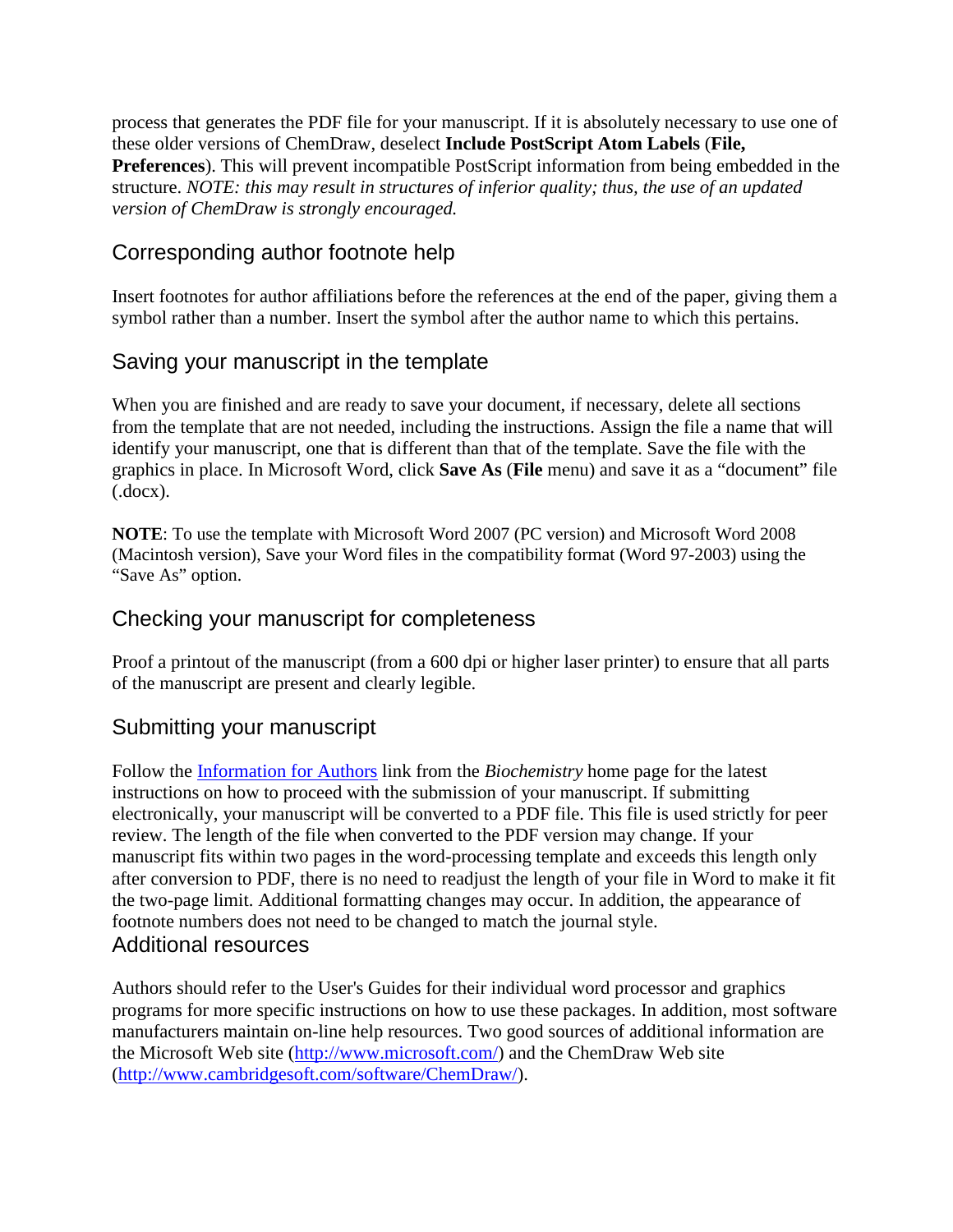process that generates the PDF file for your manuscript. If it is absolutely necessary to use one of these older versions of ChemDraw, deselect **Include PostScript Atom Labels** (**File, Preferences**). This will prevent incompatible PostScript information from being embedded in the structure. *NOTE: this may result in structures of inferior quality; thus, the use of an updated version of ChemDraw is strongly encouraged.*

## Corresponding author footnote help

Insert footnotes for author affiliations before the references at the end of the paper, giving them a symbol rather than a number. Insert the symbol after the author name to which this pertains.

## Saving your manuscript in the template

When you are finished and are ready to save your document, if necessary, delete all sections from the template that are not needed, including the instructions. Assign the file a name that will identify your manuscript, one that is different than that of the template. Save the file with the graphics in place. In Microsoft Word, click **Save As** (**File** menu) and save it as a "document" file (.docx).

**NOTE**: To use the template with Microsoft Word 2007 (PC version) and Microsoft Word 2008 (Macintosh version), Save your Word files in the compatibility format (Word 97-2003) using the "Save As" option.

## Checking your manuscript for completeness

Proof a printout of the manuscript (from a 600 dpi or higher laser printer) to ensure that all parts of the manuscript are present and clearly legible.

## Submitting your manuscript

Follow the [Information for Authors]() link from the *Biochemistry* home page for the latest instructions on how to proceed with the submission of your manuscript. If submitting electronically, your manuscript will be converted to a PDF file. This file is used strictly for peer review. The length of the file when converted to the PDF version may change. If your manuscript fits within two pages in the word-processing template and exceeds this length only after conversion to PDF, there is no need to readjust the length of your file in Word to make it fit the two-page limit. Additional formatting changes may occur. In addition, the appearance of footnote numbers does not need to be changed to match the journal style.

## Additional resources

Authors should refer to the User's Guides for their individual word processor and graphics programs for more specific instructions on how to use these packages. In addition, most software manufacturers maintain on-line help resources. Two good sources of additional information are the Microsoft Web site (http://www.microsoft.com/) and the ChemDraw Web site (http://www.cambridgesoft.com/software/ChemDraw/).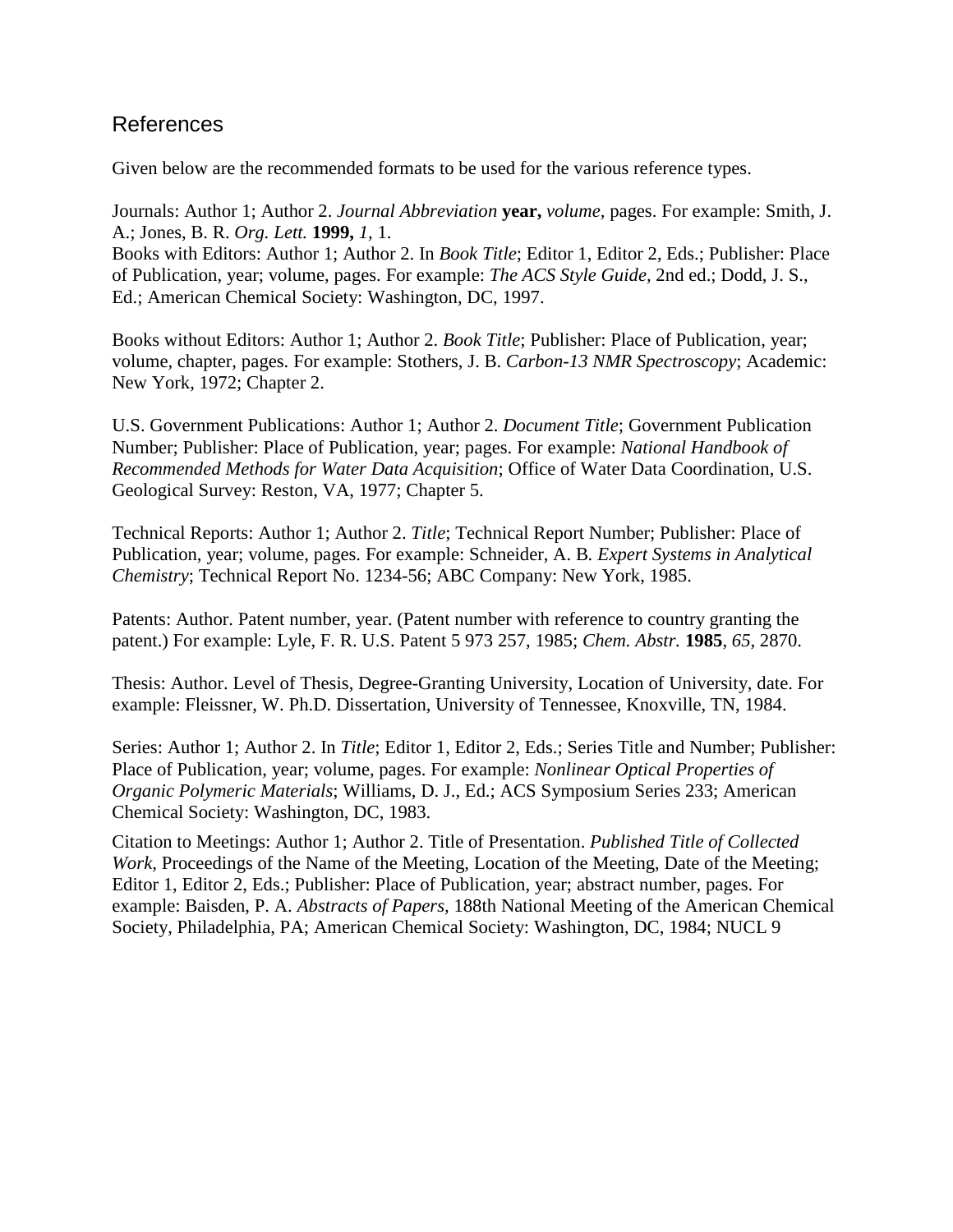## References

Given below are the recommended formats to be used for the various reference types.

Journals: Author 1; Author 2. *Journal Abbreviation* **year,** *volume*, pages. For example: Smith, J. A.; Jones, B. R. *Org. Lett.* **1999,** *1,* 1.
Books with Editors: Author 1; Author 2. In *Book Title*; Editor 1, Editor 2, Eds.; Publisher: Place of Publication, year; volume, pages. For example: *The ACS Style Guide,* 2nd ed.; Dodd, J. S., Ed.; American Chemical Society: Washington, DC, 1997.

Books without Editors: Author 1; Author 2. *Book Title*; Publisher: Place of Publication, year; volume, chapter, pages. For example: Stothers, J. B. *Carbon-13 NMR Spectroscopy*; Academic: New York, 1972; Chapter 2.

U.S. Government Publications: Author 1; Author 2. *Document Title*; Government Publication Number; Publisher: Place of Publication, year; pages. For example: *National Handbook of Recommended Methods for Water Data Acquisition*; Office of Water Data Coordination, U.S. Geological Survey: Reston, VA, 1977; Chapter 5.

Technical Reports: Author 1; Author 2. *Title*; Technical Report Number; Publisher: Place of Publication, year; volume, pages. For example: Schneider, A. B. *Expert Systems in Analytical Chemistry*; Technical Report No. 1234-56; ABC Company: New York, 1985.

Patents: Author. Patent number, year. (Patent number with reference to country granting the patent.) For example: Lyle, F. R. U.S. Patent 5 973 257, 1985; *Chem. Abstr.* **1985**, *65*, 2870.

Thesis: Author. Level of Thesis, Degree-Granting University, Location of University, date. For example: Fleissner, W. Ph.D. Dissertation, University of Tennessee, Knoxville, TN, 1984.

Series: Author 1; Author 2. In *Title*; Editor 1, Editor 2, Eds.; Series Title and Number; Publisher: Place of Publication, year; volume, pages. For example: *Nonlinear Optical Properties of Organic Polymeric Materials*; Williams, D. J., Ed.; ACS Symposium Series 233; American Chemical Society: Washington, DC, 1983.

Citation to Meetings: Author 1; Author 2. Title of Presentation. *Published Title of Collected Work,* Proceedings of the Name of the Meeting, Location of the Meeting, Date of the Meeting; Editor 1, Editor 2, Eds.; Publisher: Place of Publication, year; abstract number, pages. For example: Baisden, P. A. *Abstracts of Papers,* 188th National Meeting of the American Chemical Society, Philadelphia, PA; American Chemical Society: Washington, DC, 1984; NUCL 9